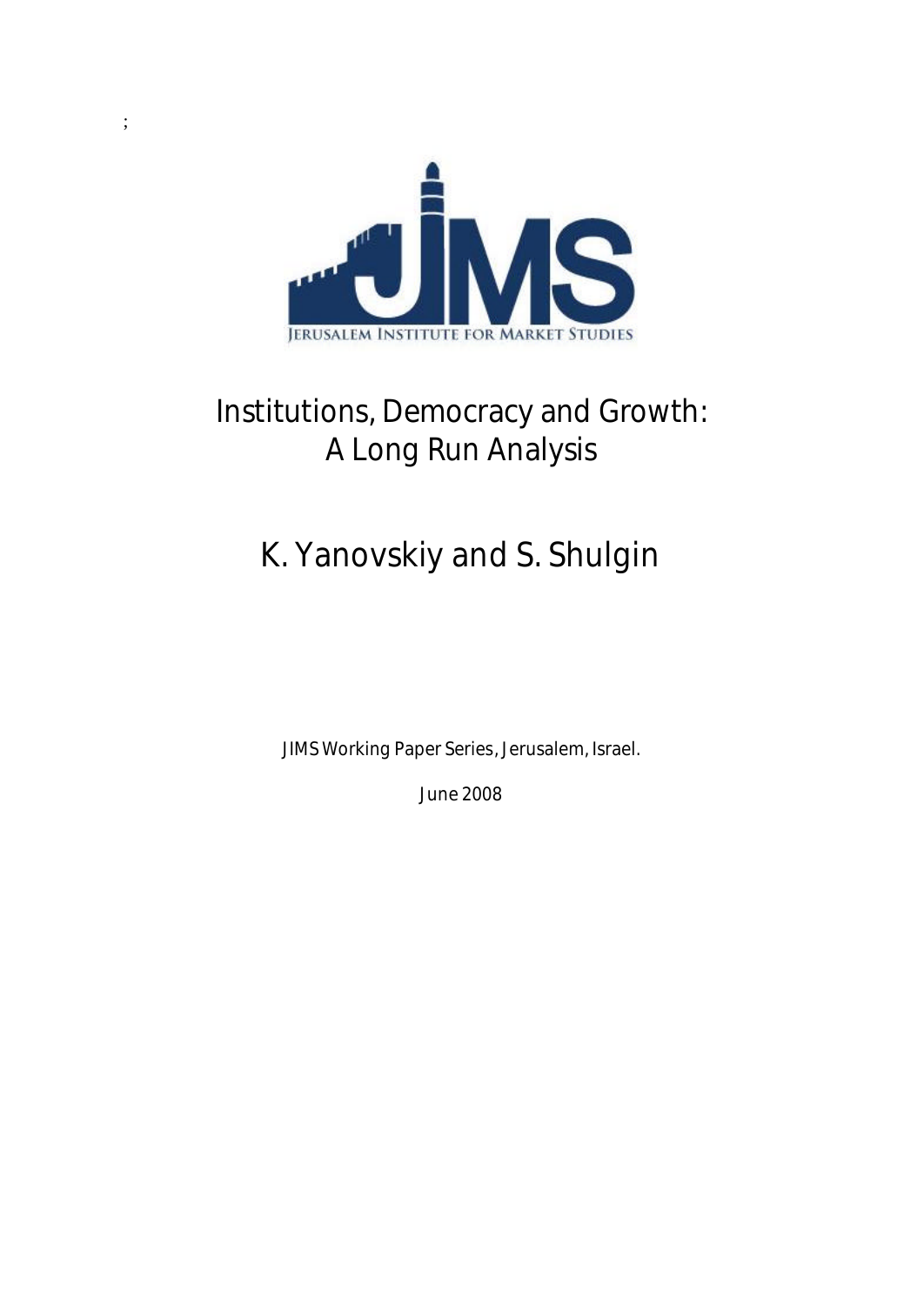;

JERUSALEM INSTITUTE FOR MARKET STUDIES

# Institutions, Democracy and Growth: A Long Run Analysis

## K. Yanovskiy and S. Shulgin

JIMS Working Paper Series, Jerusalem, Israel.

June 2008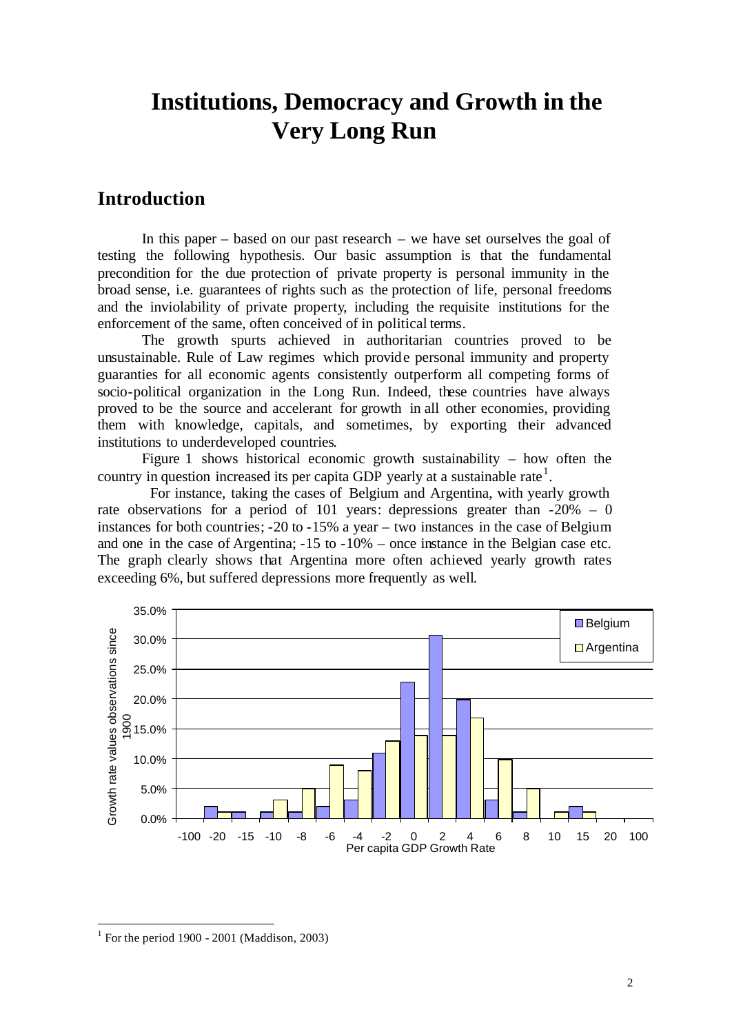# Institutions, Democracy and Growth in the Very Long Run

## Introduction

In this paper – based on our past research – we have set ourselves the goal of testing the following hypothesis. Our basic assumption is that the fundamental precondition for the due protection of private property is personal immunity in the broad sense, i.e. guarantees of rights such as the protection of life, personal freedoms and the inviolability of private property, including the requisite institutions for the enforcement of the same, often conceived of in political terms.

The growth spurts achieved in authoritarian countries proved to be unsustainable. Rule of Law regimes which provide personal immunity and property guaranties for all economic agents consistently outperform all competing forms of socio-political organization in the Long Run. Indeed, these countries have always proved to be the source and accelerant for growth in all other economies, providing them with knowledge, capitals, and sometimes, by exporting their advanced institutions to underdeveloped countries.

Figure 1 shows historical economic growth sustainability – how often the country in question increased its per capita GDP yearly at a sustainable rate[1].

For instance, taking the cases of Belgium and Argentina, with yearly growth rate observations for a period of 101 years: depressions greater than -20% – 0 instances for both countries; -20 to -15% a year – two instances in the case of Belgium and one in the case of Argentina; -15 to -10% – once instance in the Belgian case etc. The graph clearly shows that Argentina more often achieved yearly growth rates exceeding 6%, but suffered depressions more frequently as well.

[1] For the period 1900 - 2001 (Maddison, 2003)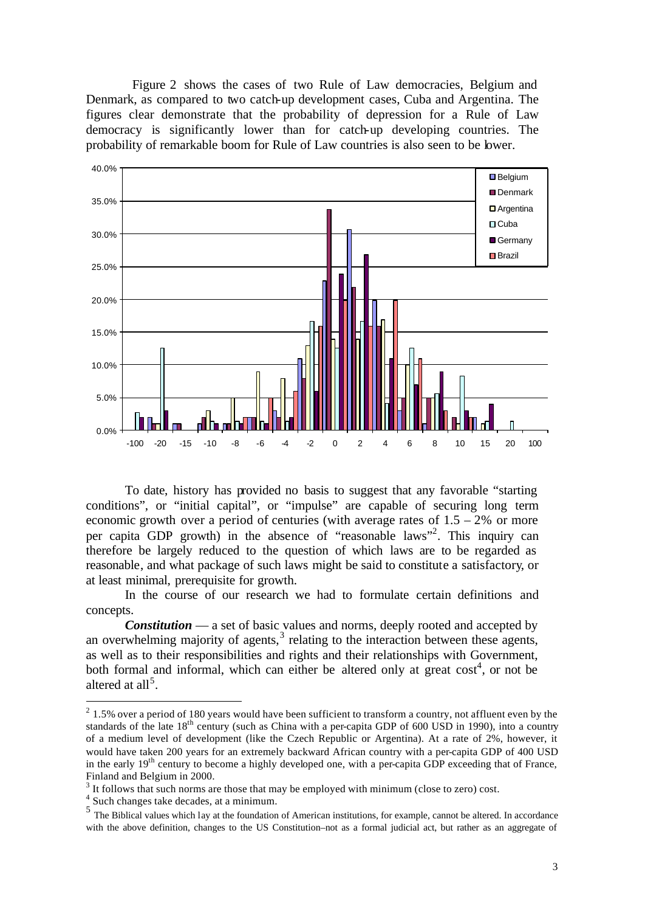Figure 2 shows the cases of two Rule of Law democracies, Belgium and Denmark, as compared to two catch-up development cases, Cuba and Argentina. The figures clear demonstrate that the probability of depression for a Rule of Law democracy is significantly lower than for catch-up developing countries. The probability of remarkable boom for Rule of Law countries is also seen to be lower.

To date, history has provided no basis to suggest that any favorable "starting conditions", or "initial capital", or "impulse" are capable of securing long term economic growth over a period of centuries (with average rates of 1.5 – 2% or more per capita GDP growth) in the absence of "reasonable laws"[2]. This inquiry can therefore be largely reduced to the question of which laws are to be regarded as reasonable, and what package of such laws might be said to constitute a satisfactory, or at least minimal, prerequisite for growth.

In the course of our research we had to formulate certain definitions and concepts.

***Constitution*** — a set of basic values and norms, deeply rooted and accepted by an overwhelming majority of agents,[3] relating to the interaction between these agents, as well as to their responsibilities and rights and their relationships with Government, both formal and informal, which can either be altered only at great cost[4], or not be altered at all[5].

---

[2] 1.5% over a period of 180 years would have been sufficient to transform a country, not affluent even by the standards of the late 18th century (such as China with a per-capita GDP of 600 USD in 1990), into a country of a medium level of development (like the Czech Republic or Argentina). At a rate of 2%, however, it would have taken 200 years for an extremely backward African country with a per-capita GDP of 400 USD in the early 19th century to become a highly developed one, with a per-capita GDP exceeding that of France, Finland and Belgium in 2000.

[3] It follows that such norms are those that may be employed with minimum (close to zero) cost.

[4] Such changes take decades, at a minimum.

[5] The Biblical values which lay at the foundation of American institutions, for example, cannot be altered. In accordance with the above definition, changes to the US Constitution–not as a formal judicial act, but rather as an aggregate of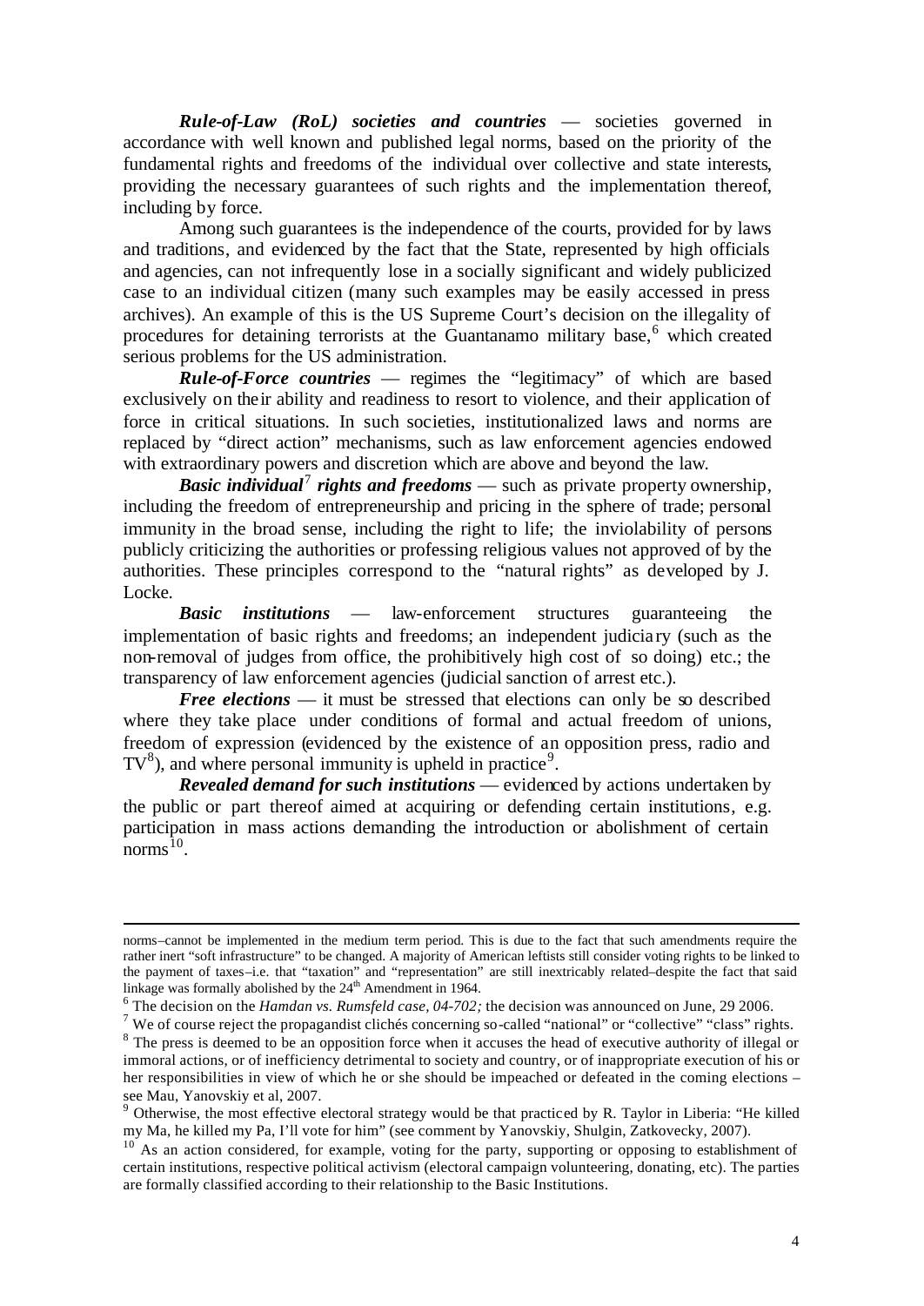***Rule-of-Law (RoL) societies and countries*** — societies governed in accordance with well known and published legal norms, based on the priority of the fundamental rights and freedoms of the individual over collective and state interests, providing the necessary guarantees of such rights and the implementation thereof, including by force.

Among such guarantees is the independence of the courts, provided for by laws and traditions, and evidenced by the fact that the State, represented by high officials and agencies, can not infrequently lose in a socially significant and widely publicized case to an individual citizen (many such examples may be easily accessed in press archives). An example of this is the US Supreme Court's decision on the illegality of procedures for detaining terrorists at the Guantanamo military base,[6] which created serious problems for the US administration.

***Rule-of-Force countries*** — regimes the "legitimacy" of which are based exclusively on their ability and readiness to resort to violence, and their application of force in critical situations. In such societies, institutionalized laws and norms are replaced by "direct action" mechanisms, such as law enforcement agencies endowed with extraordinary powers and discretion which are above and beyond the law.

***Basic individual***[7] ***rights and freedoms*** — such as private property ownership, including the freedom of entrepreneurship and pricing in the sphere of trade; personal immunity in the broad sense, including the right to life; the inviolability of persons publicly criticizing the authorities or professing religious values not approved of by the authorities. These principles correspond to the "natural rights" as developed by J. Locke.

***Basic institutions*** — law-enforcement structures guaranteeing the implementation of basic rights and freedoms; an independent judiciary (such as the non-removal of judges from office, the prohibitively high cost of so doing) etc.; the transparency of law enforcement agencies (judicial sanction of arrest etc.).

***Free elections*** — it must be stressed that elections can only be so described where they take place under conditions of formal and actual freedom of unions, freedom of expression (evidenced by the existence of an opposition press, radio and TV[8]), and where personal immunity is upheld in practice[9].

***Revealed demand for such institutions*** — evidenced by actions undertaken by the public or part thereof aimed at acquiring or defending certain institutions, e.g. participation in mass actions demanding the introduction or abolishment of certain norms[10].

---

norms–cannot be implemented in the medium term period. This is due to the fact that such amendments require the rather inert "soft infrastructure" to be changed. A majority of American leftists still consider voting rights to be linked to the payment of taxes–i.e. that "taxation" and "representation" are still inextricably related–despite the fact that said linkage was formally abolished by the 24th Amendment in 1964.

[6] The decision on the *Hamdan vs. Rumsfeld case, 04-702;* the decision was announced on June, 29 2006.

[7] We of course reject the propagandist clichés concerning so-called "national" or "collective" "class" rights.

[8] The press is deemed to be an opposition force when it accuses the head of executive authority of illegal or immoral actions, or of inefficiency detrimental to society and country, or of inappropriate execution of his or her responsibilities in view of which he or she should be impeached or defeated in the coming elections – see Mau, Yanovskiy et al, 2007.

[9] Otherwise, the most effective electoral strategy would be that practiced by R. Taylor in Liberia: "He killed my Ma, he killed my Pa, I'll vote for him" (see comment by Yanovskiy, Shulgin, Zatkovecky, 2007).

[10] As an action considered, for example, voting for the party, supporting or opposing to establishment of certain institutions, respective political activism (electoral campaign volunteering, donating, etc). The parties are formally classified according to their relationship to the Basic Institutions.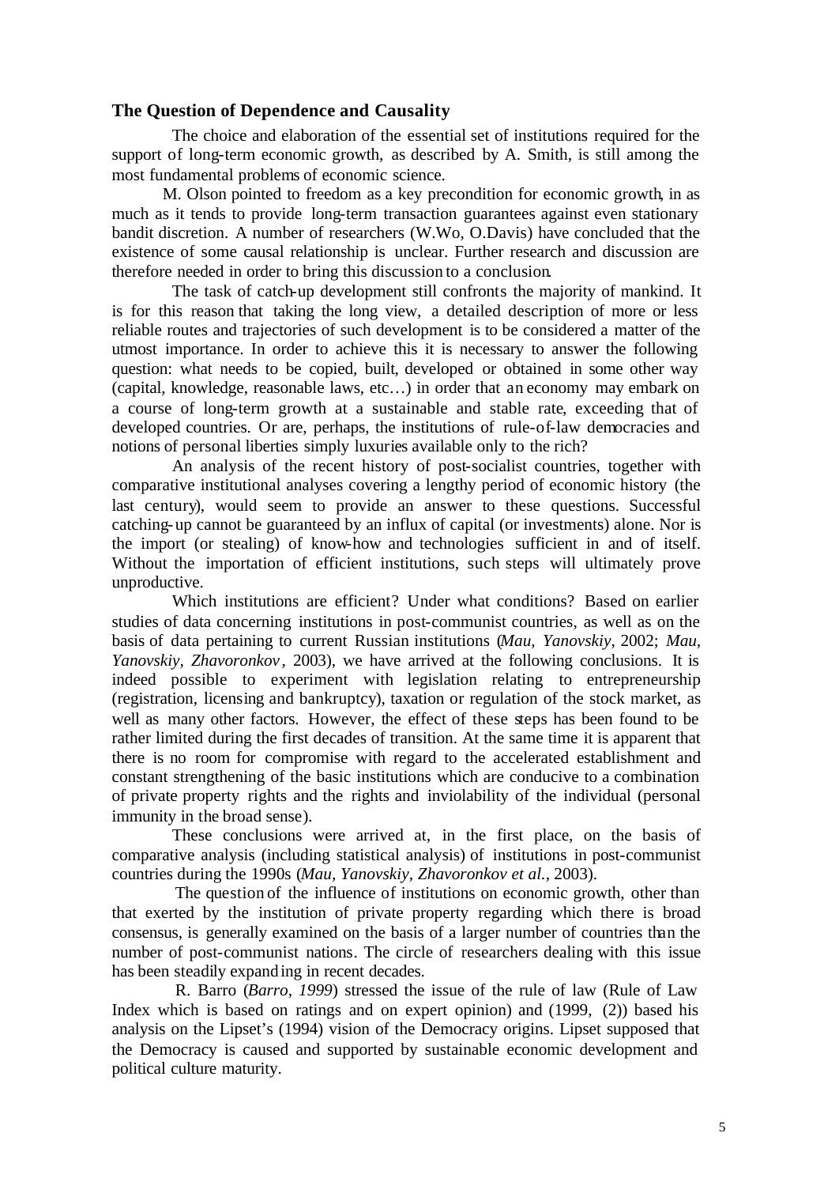### The Question of Dependence and Causality

The choice and elaboration of the essential set of institutions required for the support of long-term economic growth, as described by A. Smith, is still among the most fundamental problems of economic science.

M. Olson pointed to freedom as a key precondition for economic growth, in as much as it tends to provide long-term transaction guarantees against even stationary bandit discretion. A number of researchers (W.Wo, O.Davis) have concluded that the existence of some causal relationship is unclear. Further research and discussion are therefore needed in order to bring this discussion to a conclusion.

The task of catch-up development still confronts the majority of mankind. It is for this reason that taking the long view, a detailed description of more or less reliable routes and trajectories of such development is to be considered a matter of the utmost importance. In order to achieve this it is necessary to answer the following question: what needs to be copied, built, developed or obtained in some other way (capital, knowledge, reasonable laws, etc…) in order that an economy may embark on a course of long-term growth at a sustainable and stable rate, exceeding that of developed countries. Or are, perhaps, the institutions of rule-of-law democracies and notions of personal liberties simply luxuries available only to the rich?

An analysis of the recent history of post-socialist countries, together with comparative institutional analyses covering a lengthy period of economic history (the last century), would seem to provide an answer to these questions. Successful catching-up cannot be guaranteed by an influx of capital (or investments) alone. Nor is the import (or stealing) of know-how and technologies sufficient in and of itself. Without the importation of efficient institutions, such steps will ultimately prove unproductive.

Which institutions are efficient? Under what conditions? Based on earlier studies of data concerning institutions in post-communist countries, as well as on the basis of data pertaining to current Russian institutions (*Mau, Yanovskiy*, 2002; *Mau, Yanovskiy, Zhavoronkov*, 2003), we have arrived at the following conclusions. It is indeed possible to experiment with legislation relating to entrepreneurship (registration, licensing and bankruptcy), taxation or regulation of the stock market, as well as many other factors. However, the effect of these steps has been found to be rather limited during the first decades of transition. At the same time it is apparent that there is no room for compromise with regard to the accelerated establishment and constant strengthening of the basic institutions which are conducive to a combination of private property rights and the rights and inviolability of the individual (personal immunity in the broad sense).

These conclusions were arrived at, in the first place, on the basis of comparative analysis (including statistical analysis) of institutions in post-communist countries during the 1990s (*Mau, Yanovskiy, Zhavoronkov et al.*, 2003).

The question of the influence of institutions on economic growth, other than that exerted by the institution of private property regarding which there is broad consensus, is generally examined on the basis of a larger number of countries than the number of post-communist nations. The circle of researchers dealing with this issue has been steadily expanding in recent decades.

R. Barro (*Barro, 1999*) stressed the issue of the rule of law (Rule of Law Index which is based on ratings and on expert opinion) and (1999, (2)) based his analysis on the Lipset's (1994) vision of the Democracy origins. Lipset supposed that the Democracy is caused and supported by sustainable economic development and political culture maturity.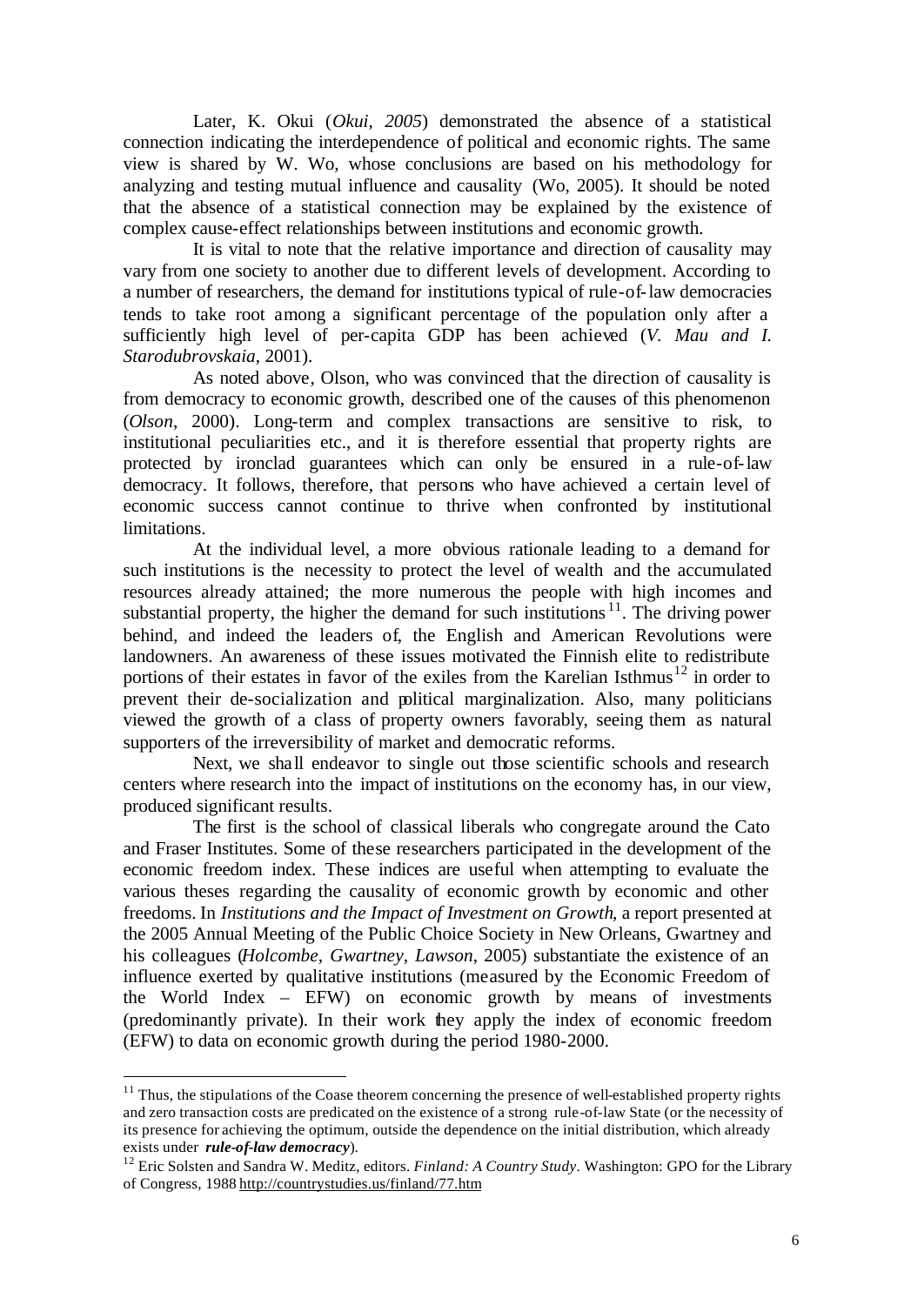Later, K. Okui (*Okui, 2005*) demonstrated the absence of a statistical connection indicating the interdependence of political and economic rights. The same view is shared by W. Wo, whose conclusions are based on his methodology for analyzing and testing mutual influence and causality (Wo, 2005). It should be noted that the absence of a statistical connection may be explained by the existence of complex cause-effect relationships between institutions and economic growth.

It is vital to note that the relative importance and direction of causality may vary from one society to another due to different levels of development. According to a number of researchers, the demand for institutions typical of rule-of-law democracies tends to take root among a significant percentage of the population only after a sufficiently high level of per-capita GDP has been achieved (*V. Mau and I. Starodubrovskaia*, 2001).

As noted above, Olson, who was convinced that the direction of causality is from democracy to economic growth, described one of the causes of this phenomenon (*Olson*, 2000). Long-term and complex transactions are sensitive to risk, to institutional peculiarities etc., and it is therefore essential that property rights are protected by ironclad guarantees which can only be ensured in a rule-of-law democracy. It follows, therefore, that persons who have achieved a certain level of economic success cannot continue to thrive when confronted by institutional limitations.

At the individual level, a more obvious rationale leading to a demand for such institutions is the necessity to protect the level of wealth and the accumulated resources already attained; the more numerous the people with high incomes and substantial property, the higher the demand for such institutions[11]. The driving power behind, and indeed the leaders of, the English and American Revolutions were landowners. An awareness of these issues motivated the Finnish elite to redistribute portions of their estates in favor of the exiles from the Karelian Isthmus[12] in order to prevent their de-socialization and political marginalization. Also, many politicians viewed the growth of a class of property owners favorably, seeing them as natural supporters of the irreversibility of market and democratic reforms.

Next, we shall endeavor to single out those scientific schools and research centers where research into the impact of institutions on the economy has, in our view, produced significant results.

The first is the school of classical liberals who congregate around the Cato and Fraser Institutes. Some of these researchers participated in the development of the economic freedom index. These indices are useful when attempting to evaluate the various theses regarding the causality of economic growth by economic and other freedoms. In *Institutions and the Impact of Investment on Growth*, a report presented at the 2005 Annual Meeting of the Public Choice Society in New Orleans, Gwartney and his colleagues (*Holcombe, Gwartney, Lawson*, 2005) substantiate the existence of an influence exerted by qualitative institutions (measured by the Economic Freedom of the World Index – EFW) on economic growth by means of investments (predominantly private). In their work they apply the index of economic freedom (EFW) to data on economic growth during the period 1980-2000.

---

[11] Thus, the stipulations of the Coase theorem concerning the presence of well-established property rights and zero transaction costs are predicated on the existence of a strong rule-of-law State (or the necessity of its presence for achieving the optimum, outside the dependence on the initial distribution, which already exists under ***rule-of-law democracy***).

[12] Eric Solsten and Sandra W. Meditz, editors. *Finland: A Country Study*. Washington: GPO for the Library of Congress, 1988 http://countrystudies.us/finland/77.htm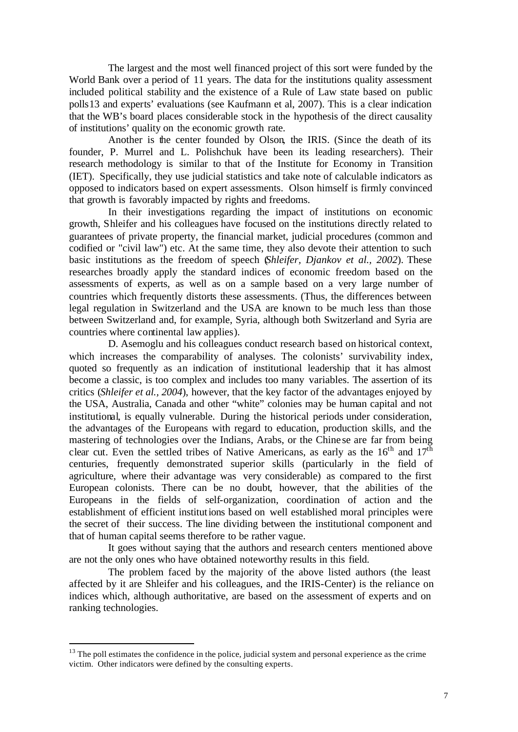The largest and the most well financed project of this sort were funded by the World Bank over a period of 11 years. The data for the institutions quality assessment included political stability and the existence of a Rule of Law state based on public polls[13] and experts' evaluations (see Kaufmann et al, 2007). This is a clear indication that the WB's board places considerable stock in the hypothesis of the direct causality of institutions' quality on the economic growth rate.

Another is the center founded by Olson, the IRIS. (Since the death of its founder, P. Murrel and L. Polishchuk have been its leading researchers). Their research methodology is similar to that of the Institute for Economy in Transition (IET). Specifically, they use judicial statistics and take note of calculable indicators as opposed to indicators based on expert assessments. Olson himself is firmly convinced that growth is favorably impacted by rights and freedoms.

In their investigations regarding the impact of institutions on economic growth, Shleifer and his colleagues have focused on the institutions directly related to guarantees of private property, the financial market, judicial procedures (common and codified or "civil law") etc. At the same time, they also devote their attention to such basic institutions as the freedom of speech (*Shleifer, Djankov et al., 2002*). These researches broadly apply the standard indices of economic freedom based on the assessments of experts, as well as on a sample based on a very large number of countries which frequently distorts these assessments. (Thus, the differences between legal regulation in Switzerland and the USA are known to be much less than those between Switzerland and, for example, Syria, although both Switzerland and Syria are countries where continental law applies).

D. Asemoglu and his colleagues conduct research based on historical context, which increases the comparability of analyses. The colonists' survivability index, quoted so frequently as an indication of institutional leadership that it has almost become a classic, is too complex and includes too many variables. The assertion of its critics (*Shleifer et al., 2004*), however, that the key factor of the advantages enjoyed by the USA, Australia, Canada and other "white" colonies may be human capital and not institutional, is equally vulnerable. During the historical periods under consideration, the advantages of the Europeans with regard to education, production skills, and the mastering of technologies over the Indians, Arabs, or the Chinese are far from being clear cut. Even the settled tribes of Native Americans, as early as the 16th and 17th centuries, frequently demonstrated superior skills (particularly in the field of agriculture, where their advantage was very considerable) as compared to the first European colonists. There can be no doubt, however, that the abilities of the Europeans in the fields of self-organization, coordination of action and the establishment of efficient institutions based on well established moral principles were the secret of their success. The line dividing between the institutional component and that of human capital seems therefore to be rather vague.

It goes without saying that the authors and research centers mentioned above are not the only ones who have obtained noteworthy results in this field.

The problem faced by the majority of the above listed authors (the least affected by it are Shleifer and his colleagues, and the IRIS-Center) is the reliance on indices which, although authoritative, are based on the assessment of experts and on ranking technologies.

---

[13] The poll estimates the confidence in the police, judicial system and personal experience as the crime victim. Other indicators were defined by the consulting experts.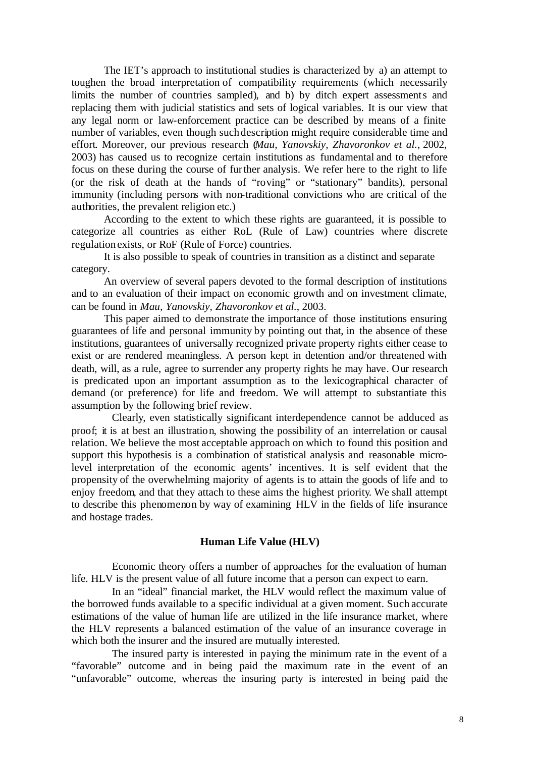The IET's approach to institutional studies is characterized by a) an attempt to toughen the broad interpretation of compatibility requirements (which necessarily limits the number of countries sampled), and b) by ditch expert assessments and replacing them with judicial statistics and sets of logical variables. It is our view that any legal norm or law-enforcement practice can be described by means of a finite number of variables, even though such description might require considerable time and effort. Moreover, our previous research (*Mau, Yanovskiy, Zhavoronkov et al.*, 2002, 2003) has caused us to recognize certain institutions as fundamental and to therefore focus on these during the course of further analysis. We refer here to the right to life (or the risk of death at the hands of "roving" or "stationary" bandits), personal immunity (including persons with non-traditional convictions who are critical of the authorities, the prevalent religion etc.)

According to the extent to which these rights are guaranteed, it is possible to categorize all countries as either RoL (Rule of Law) countries where discrete regulation exists, or RoF (Rule of Force) countries.

It is also possible to speak of countries in transition as a distinct and separate category.

An overview of several papers devoted to the formal description of institutions and to an evaluation of their impact on economic growth and on investment climate, can be found in *Mau, Yanovskiy, Zhavoronkov et al.*, 2003.

This paper aimed to demonstrate the importance of those institutions ensuring guarantees of life and personal immunity by pointing out that, in the absence of these institutions, guarantees of universally recognized private property rights either cease to exist or are rendered meaningless. A person kept in detention and/or threatened with death, will, as a rule, agree to surrender any property rights he may have. Our research is predicated upon an important assumption as to the lexicographical character of demand (or preference) for life and freedom. We will attempt to substantiate this assumption by the following brief review.

Clearly, even statistically significant interdependence cannot be adduced as proof; it is at best an illustration, showing the possibility of an interrelation or causal relation. We believe the most acceptable approach on which to found this position and support this hypothesis is a combination of statistical analysis and reasonable micro-level interpretation of the economic agents' incentives. It is self evident that the propensity of the overwhelming majority of agents is to attain the goods of life and to enjoy freedom, and that they attach to these aims the highest priority. We shall attempt to describe this phenomenon by way of examining HLV in the fields of life insurance and hostage trades.

## Human Life Value (HLV)

Economic theory offers a number of approaches for the evaluation of human life. HLV is the present value of all future income that a person can expect to earn.

In an "ideal" financial market, the HLV would reflect the maximum value of the borrowed funds available to a specific individual at a given moment. Such accurate estimations of the value of human life are utilized in the life insurance market, where the HLV represents a balanced estimation of the value of an insurance coverage in which both the insurer and the insured are mutually interested.

The insured party is interested in paying the minimum rate in the event of a "favorable" outcome and in being paid the maximum rate in the event of an "unfavorable" outcome, whereas the insuring party is interested in being paid the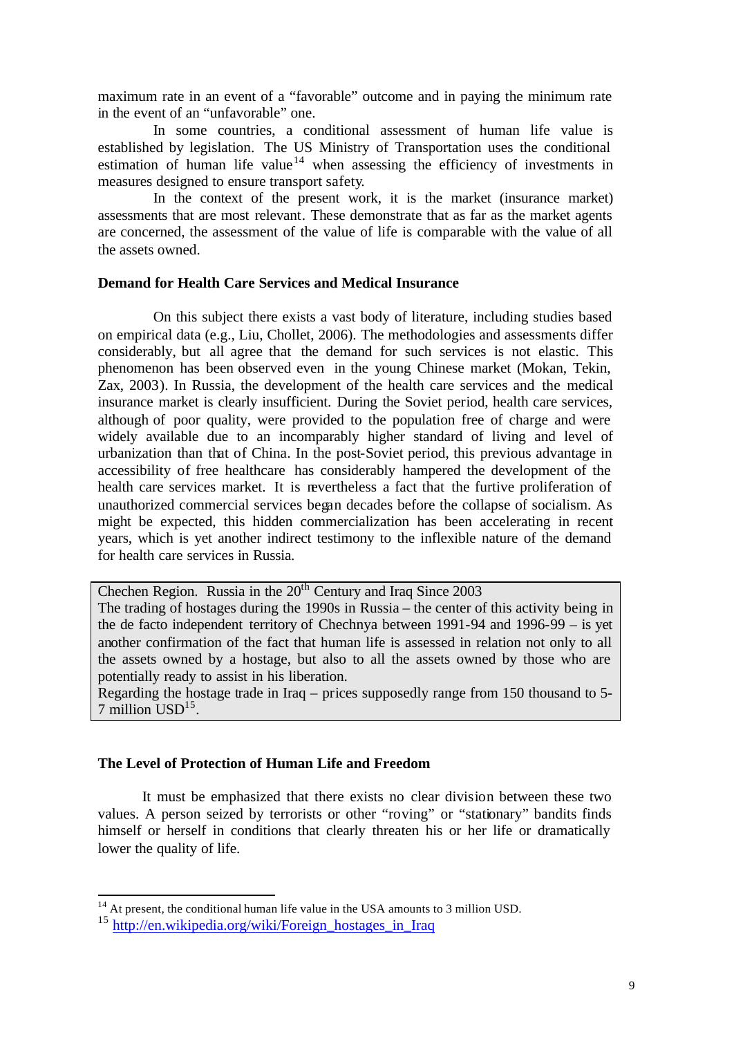maximum rate in an event of a “favorable” outcome and in paying the minimum rate in the event of an “unfavorable” one.

In some countries, a conditional assessment of human life value is established by legislation. The US Ministry of Transportation uses the conditional estimation of human life value[14] when assessing the efficiency of investments in measures designed to ensure transport safety.

In the context of the present work, it is the market (insurance market) assessments that are most relevant. These demonstrate that as far as the market agents are concerned, the assessment of the value of life is comparable with the value of all the assets owned.

**Demand for Health Care Services and Medical Insurance**

On this subject there exists a vast body of literature, including studies based on empirical data (e.g., Liu, Chollet, 2006). The methodologies and assessments differ considerably, but all agree that the demand for such services is not elastic. This phenomenon has been observed even in the young Chinese market (Mokan, Tekin, Zax, 2003). In Russia, the development of the health care services and the medical insurance market is clearly insufficient. During the Soviet period, health care services, although of poor quality, were provided to the population free of charge and were widely available due to an incomparably higher standard of living and level of urbanization than that of China. In the post-Soviet period, this previous advantage in accessibility of free healthcare has considerably hampered the development of the health care services market. It is nevertheless a fact that the furtive proliferation of unauthorized commercial services began decades before the collapse of socialism. As might be expected, this hidden commercialization has been accelerating in recent years, which is yet another indirect testimony to the inflexible nature of the demand for health care services in Russia.

> Chechen Region. Russia in the 20th Century and Iraq Since 2003
>
> The trading of hostages during the 1990s in Russia – the center of this activity being in the de facto independent territory of Chechnya between 1991-94 and 1996-99 – is yet another confirmation of the fact that human life is assessed in relation not only to all the assets owned by a hostage, but also to all the assets owned by those who are potentially ready to assist in his liberation.
>
> Regarding the hostage trade in Iraq – prices supposedly range from 150 thousand to 5-7 million USD[15].

**The Level of Protection of Human Life and Freedom**

It must be emphasized that there exists no clear division between these two values. A person seized by terrorists or other “roving” or “stationary” bandits finds himself or herself in conditions that clearly threaten his or her life or dramatically lower the quality of life.

---

[14] At present, the conditional human life value in the USA amounts to 3 million USD.

[15] http://en.wikipedia.org/wiki/Foreign_hostages_in_Iraq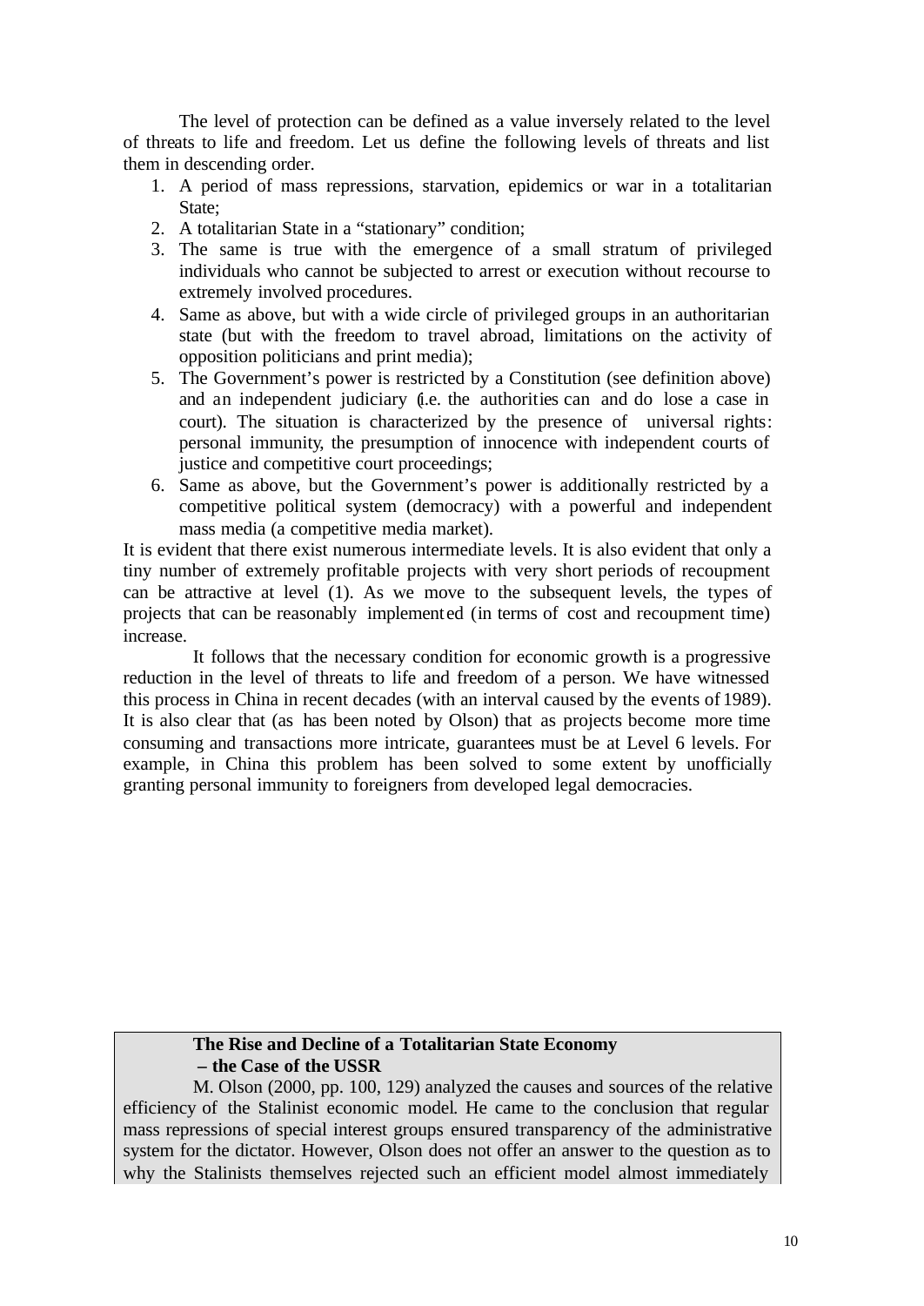The level of protection can be defined as a value inversely related to the level of threats to life and freedom. Let us define the following levels of threats and list them in descending order.

1. A period of mass repressions, starvation, epidemics or war in a totalitarian State;
2. A totalitarian State in a "stationary" condition;
3. The same is true with the emergence of a small stratum of privileged individuals who cannot be subjected to arrest or execution without recourse to extremely involved procedures.
4. Same as above, but with a wide circle of privileged groups in an authoritarian state (but with the freedom to travel abroad, limitations on the activity of opposition politicians and print media);
5. The Government's power is restricted by a Constitution (see definition above) and an independent judiciary (i.e. the authorities can and do lose a case in court). The situation is characterized by the presence of universal rights: personal immunity, the presumption of innocence with independent courts of justice and competitive court proceedings;
6. Same as above, but the Government's power is additionally restricted by a competitive political system (democracy) with a powerful and independent mass media (a competitive media market).

It is evident that there exist numerous intermediate levels. It is also evident that only a tiny number of extremely profitable projects with very short periods of recoupment can be attractive at level (1). As we move to the subsequent levels, the types of projects that can be reasonably implemented (in terms of cost and recoupment time) increase.

It follows that the necessary condition for economic growth is a progressive reduction in the level of threats to life and freedom of a person. We have witnessed this process in China in recent decades (with an interval caused by the events of 1989). It is also clear that (as has been noted by Olson) that as projects become more time consuming and transactions more intricate, guarantees must be at Level 6 levels. For example, in China this problem has been solved to some extent by unofficially granting personal immunity to foreigners from developed legal democracies.

**The Rise and Decline of a Totalitarian State Economy – the Case of the USSR**

M. Olson (2000, pp. 100, 129) analyzed the causes and sources of the relative efficiency of the Stalinist economic model. He came to the conclusion that regular mass repressions of special interest groups ensured transparency of the administrative system for the dictator. However, Olson does not offer an answer to the question as to why the Stalinists themselves rejected such an efficient model almost immediately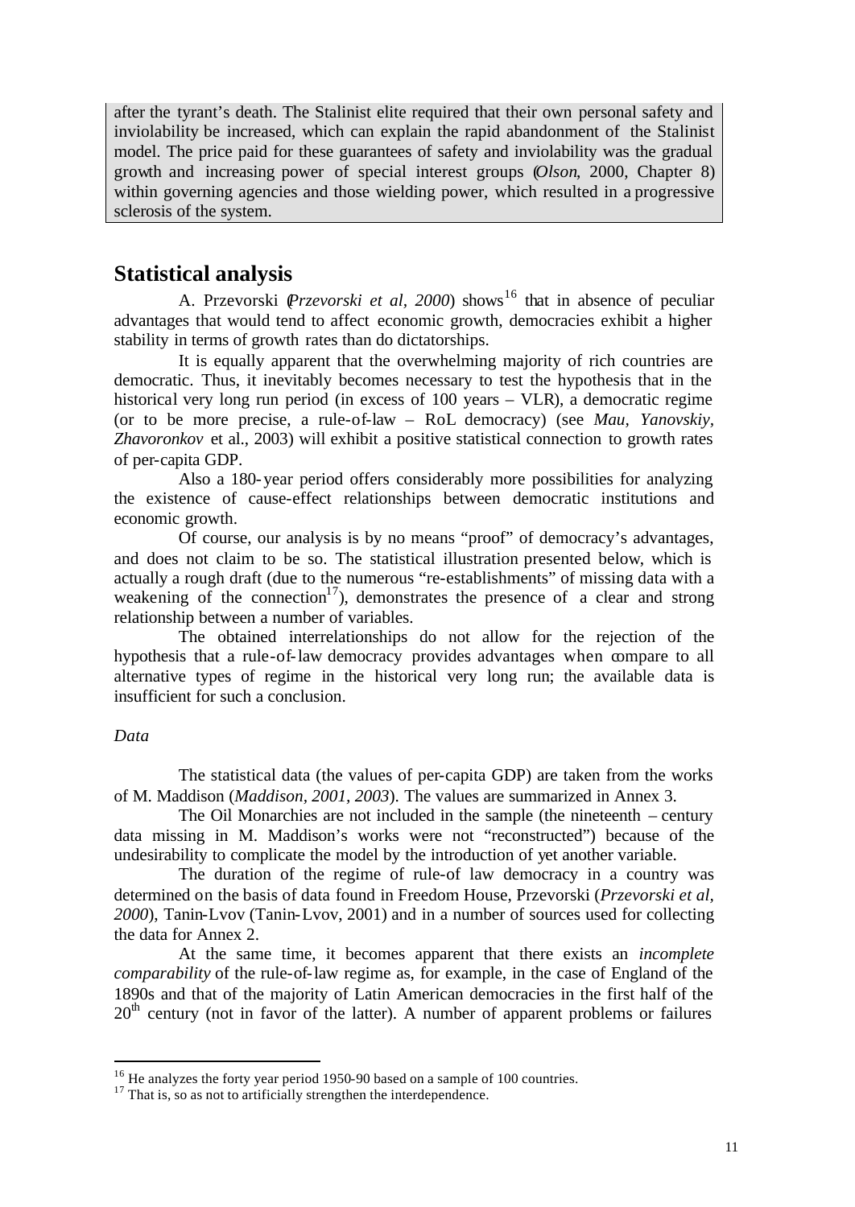after the tyrant's death. The Stalinist elite required that their own personal safety and inviolability be increased, which can explain the rapid abandonment of the Stalinist model. The price paid for these guarantees of safety and inviolability was the gradual growth and increasing power of special interest groups (*Olson*, 2000, Chapter 8) within governing agencies and those wielding power, which resulted in a progressive sclerosis of the system.

## Statistical analysis

A. Przevorski (*Przevorski et al, 2000*) shows[16] that in absence of peculiar advantages that would tend to affect economic growth, democracies exhibit a higher stability in terms of growth rates than do dictatorships.

It is equally apparent that the overwhelming majority of rich countries are democratic. Thus, it inevitably becomes necessary to test the hypothesis that in the historical very long run period (in excess of 100 years – VLR), a democratic regime (or to be more precise, a rule-of-law – RoL democracy) (see *Mau, Yanovskiy, Zhavoronkov* et al., 2003) will exhibit a positive statistical connection to growth rates of per-capita GDP.

Also a 180-year period offers considerably more possibilities for analyzing the existence of cause-effect relationships between democratic institutions and economic growth.

Of course, our analysis is by no means "proof" of democracy's advantages, and does not claim to be so. The statistical illustration presented below, which is actually a rough draft (due to the numerous "re-establishments" of missing data with a weakening of the connection[17]), demonstrates the presence of a clear and strong relationship between a number of variables.

The obtained interrelationships do not allow for the rejection of the hypothesis that a rule-of-law democracy provides advantages when compare to all alternative types of regime in the historical very long run; the available data is insufficient for such a conclusion.

*Data*

The statistical data (the values of per-capita GDP) are taken from the works of M. Maddison (*Maddison, 2001, 2003*). The values are summarized in Annex 3.

The Oil Monarchies are not included in the sample (the nineteenth – century data missing in M. Maddison's works were not "reconstructed") because of the undesirability to complicate the model by the introduction of yet another variable.

The duration of the regime of rule-of law democracy in a country was determined on the basis of data found in Freedom House, Przevorski (*Przevorski et al, 2000*), Tanin-Lvov (Tanin-Lvov, 2001) and in a number of sources used for collecting the data for Annex 2.

At the same time, it becomes apparent that there exists an *incomplete comparability* of the rule-of-law regime as, for example, in the case of England of the 1890s and that of the majority of Latin American democracies in the first half of the 20th century (not in favor of the latter). A number of apparent problems or failures

---

[16] He analyzes the forty year period 1950-90 based on a sample of 100 countries.

[17] That is, so as not to artificially strengthen the interdependence.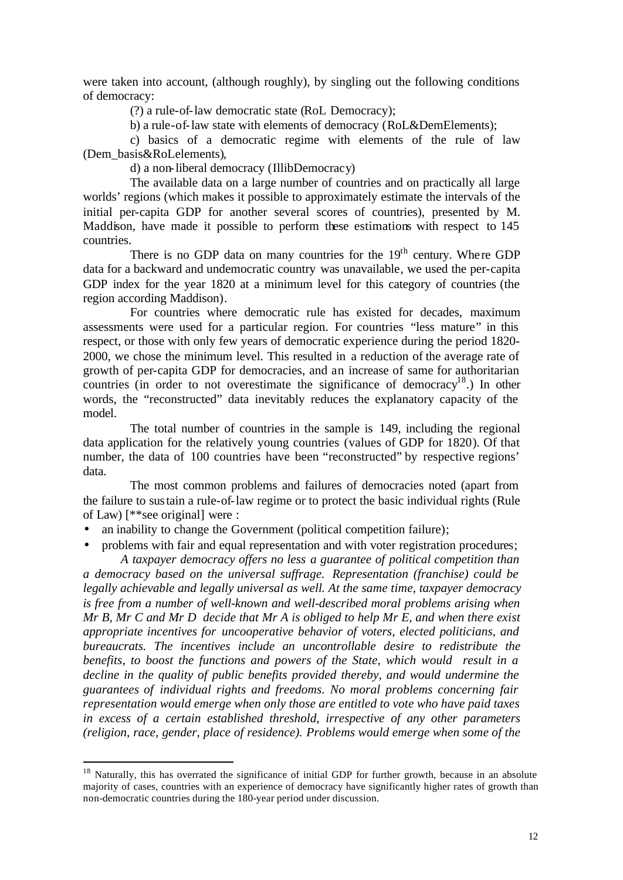were taken into account, (although roughly), by singling out the following conditions of democracy:

(?) a rule-of-law democratic state (RoL Democracy);

b) a rule-of-law state with elements of democracy (RoL&DemElements);

c) basics of a democratic regime with elements of the rule of law (Dem_basis&RoLelements),

d) a non-liberal democracy (IllibDemocracy)

The available data on a large number of countries and on practically all large worlds' regions (which makes it possible to approximately estimate the intervals of the initial per-capita GDP for another several scores of countries), presented by M. Maddison, have made it possible to perform these estimations with respect to 145 countries.

There is no GDP data on many countries for the 19th century. Where GDP data for a backward and undemocratic country was unavailable, we used the per-capita GDP index for the year 1820 at a minimum level for this category of countries (the region according Maddison).

For countries where democratic rule has existed for decades, maximum assessments were used for a particular region. For countries "less mature" in this respect, or those with only few years of democratic experience during the period 1820-2000, we chose the minimum level. This resulted in a reduction of the average rate of growth of per-capita GDP for democracies, and an increase of same for authoritarian countries (in order to not overestimate the significance of democracy[18].) In other words, the "reconstructed" data inevitably reduces the explanatory capacity of the model.

The total number of countries in the sample is 149, including the regional data application for the relatively young countries (values of GDP for 1820). Of that number, the data of 100 countries have been "reconstructed" by respective regions' data.

The most common problems and failures of democracies noted (apart from the failure to sustain a rule-of-law regime or to protect the basic individual rights (Rule of Law) [**see original] were :

- an inability to change the Government (political competition failure);
- problems with fair and equal representation and with voter registration procedures;

*A taxpayer democracy offers no less a guarantee of political competition than a democracy based on the universal suffrage. Representation (franchise) could be legally achievable and legally universal as well. At the same time, taxpayer democracy is free from a number of well-known and well-described moral problems arising when Mr B, Mr C and Mr D decide that Mr A is obliged to help Mr E, and when there exist appropriate incentives for uncooperative behavior of voters, elected politicians, and bureaucrats. The incentives include an uncontrollable desire to redistribute the benefits, to boost the functions and powers of the State, which would result in a decline in the quality of public benefits provided thereby, and would undermine the guarantees of individual rights and freedoms. No moral problems concerning fair representation would emerge when only those are entitled to vote who have paid taxes in excess of a certain established threshold, irrespective of any other parameters (religion, race, gender, place of residence). Problems would emerge when some of the*

---

[18] Naturally, this has overrated the significance of initial GDP for further growth, because in an absolute majority of cases, countries with an experience of democracy have significantly higher rates of growth than non-democratic countries during the 180-year period under discussion.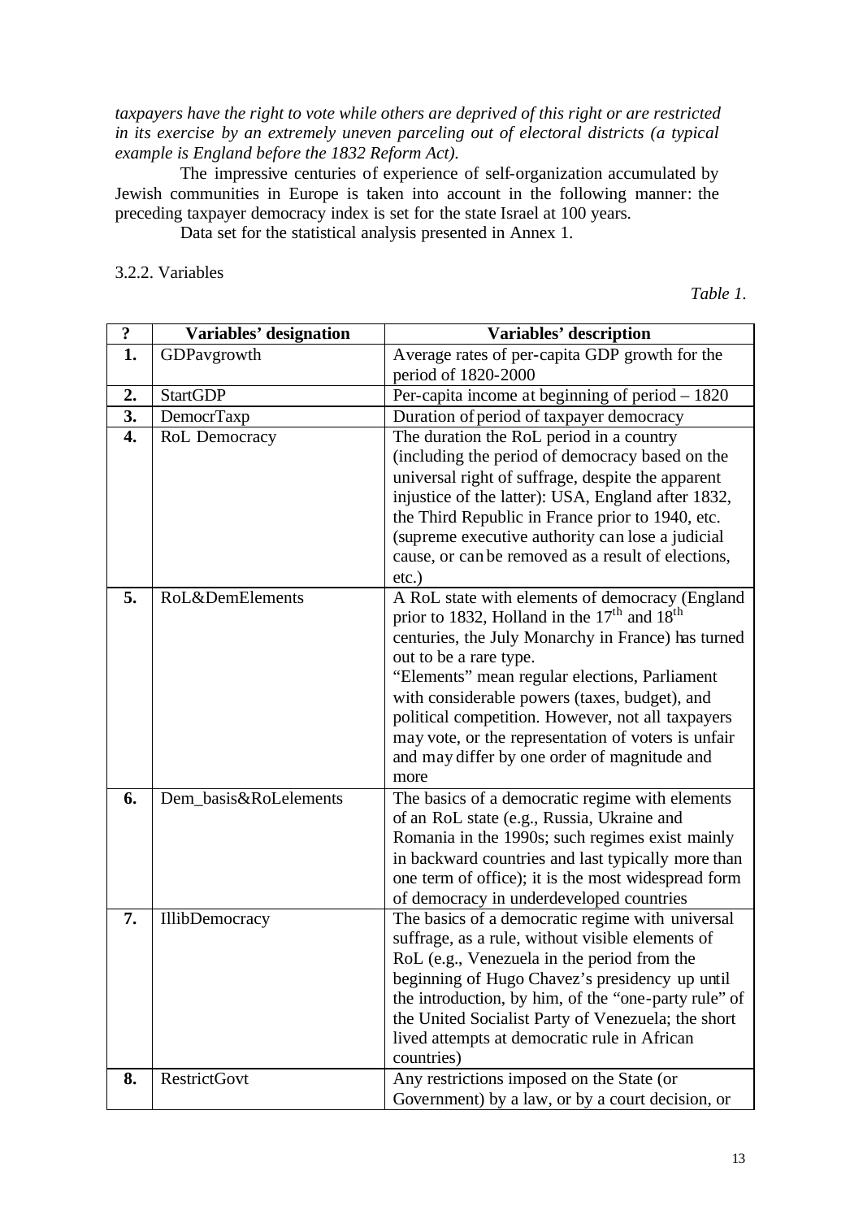*taxpayers have the right to vote while others are deprived of this right or are restricted in its exercise by an extremely uneven parceling out of electoral districts (a typical example is England before the 1832 Reform Act).*

The impressive centuries of experience of self-organization accumulated by Jewish communities in Europe is taken into account in the following manner: the preceding taxpayer democracy index is set for the state Israel at 100 years.

Data set for the statistical analysis presented in Annex 1.

3.2.2. Variables

*Table 1.*

| ? | Variables' designation | Variables' description |
|---|---|---|
| **1.** | GDPavgrowth | Average rates of per-capita GDP growth for the period of 1820-2000 |
| **2.** | StartGDP | Per-capita income at beginning of period – 1820 |
| **3.** | DemocrTaxp | Duration of period of taxpayer democracy |
| **4.** | RoL Democracy | The duration the RoL period in a country (including the period of democracy based on the universal right of suffrage, despite the apparent injustice of the latter): USA, England after 1832, the Third Republic in France prior to 1940, etc. (supreme executive authority can lose a judicial cause, or can be removed as a result of elections, etc.) |
| **5.** | RoL&DemElements | A RoL state with elements of democracy (England prior to 1832, Holland in the 17th and 18th centuries, the July Monarchy in France) has turned out to be a rare type. "Elements" mean regular elections, Parliament with considerable powers (taxes, budget), and political competition. However, not all taxpayers may vote, or the representation of voters is unfair and may differ by one order of magnitude and more |
| **6.** | Dem_basis&RoLelements | The basics of a democratic regime with elements of an RoL state (e.g., Russia, Ukraine and Romania in the 1990s; such regimes exist mainly in backward countries and last typically more than one term of office); it is the most widespread form of democracy in underdeveloped countries |
| **7.** | IllibDemocracy | The basics of a democratic regime with universal suffrage, as a rule, without visible elements of RoL (e.g., Venezuela in the period from the beginning of Hugo Chavez's presidency up until the introduction, by him, of the "one-party rule" of the United Socialist Party of Venezuela; the short lived attempts at democratic rule in African countries) |
| **8.** | RestrictGovt | Any restrictions imposed on the State (or Government) by a law, or by a court decision, or |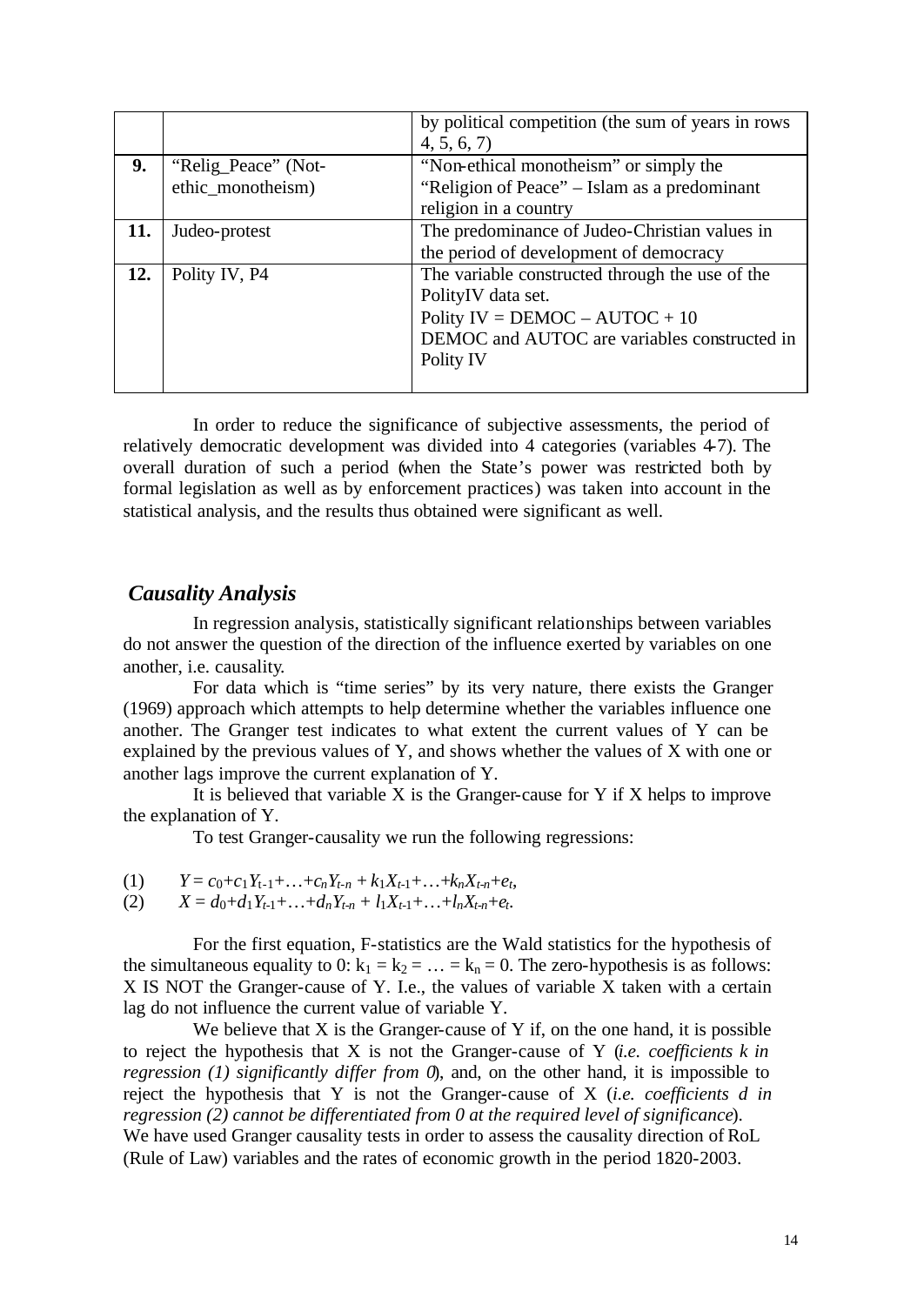| | | |
|---|---|---|
| | | by political competition (the sum of years in rows 4, 5, 6, 7) |
| **9.** | "Relig_Peace" (Not-ethic_monotheism) | "Non-ethical monotheism" or simply the "Religion of Peace" – Islam as a predominant religion in a country |
| **11.** | Judeo-protest | The predominance of Judeo-Christian values in the period of development of democracy |
| **12.** | Polity IV, P4 | The variable constructed through the use of the PolityIV data set. Polity IV = DEMOC – AUTOC + 10 DEMOC and AUTOC are variables constructed in Polity IV |

In order to reduce the significance of subjective assessments, the period of relatively democratic development was divided into 4 categories (variables 4-7). The overall duration of such a period (when the State's power was restricted both by formal legislation as well as by enforcement practices) was taken into account in the statistical analysis, and the results thus obtained were significant as well.

### *Causality Analysis*

In regression analysis, statistically significant relationships between variables do not answer the question of the direction of the influence exerted by variables on one another, i.e. causality.

For data which is "time series" by its very nature, there exists the Granger (1969) approach which attempts to help determine whether the variables influence one another. The Granger test indicates to what extent the current values of Y can be explained by the previous values of Y, and shows whether the values of X with one or another lags improve the current explanation of Y.

It is believed that variable X is the Granger-cause for Y if X helps to improve the explanation of Y.

To test Granger-causality we run the following regressions:

(1) $Y = c_0+c_1Y_{t-1}+\ldots+c_nY_{t-n} + k_1X_{t-1}+\ldots+k_nX_{t-n}+e_t,$

(2) $X = d_0+d_1Y_{t-1}+\ldots+d_nY_{t-n} + l_1X_{t-1}+\ldots+l_nX_{t-n}+e_t.$

For the first equation, F-statistics are the Wald statistics for the hypothesis of the simultaneous equality to 0: $k_1 = k_2 = \ldots = k_n = 0$. The zero-hypothesis is as follows: X IS NOT the Granger-cause of Y. I.e., the values of variable X taken with a certain lag do not influence the current value of variable Y.

We believe that X is the Granger-cause of Y if, on the one hand, it is possible to reject the hypothesis that X is not the Granger-cause of Y (*i.e. coefficients k in regression (1) significantly differ from 0*), and, on the other hand, it is impossible to reject the hypothesis that Y is not the Granger-cause of X (*i.e. coefficients d in regression (2) cannot be differentiated from 0 at the required level of significance*). We have used Granger causality tests in order to assess the causality direction of RoL (Rule of Law) variables and the rates of economic growth in the period 1820-2003.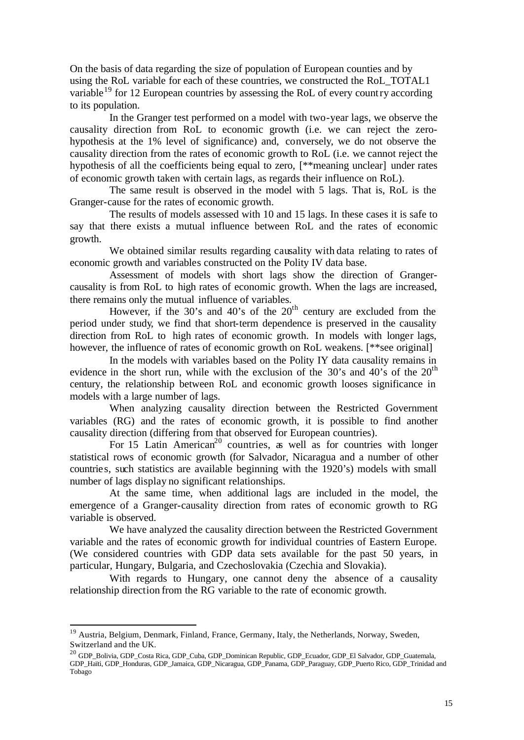On the basis of data regarding the size of population of European counties and by using the RoL variable for each of these countries, we constructed the RoL_TOTAL1 variable[19] for 12 European countries by assessing the RoL of every country according to its population.

In the Granger test performed on a model with two-year lags, we observe the causality direction from RoL to economic growth (i.e. we can reject the zero-hypothesis at the 1% level of significance) and, conversely, we do not observe the causality direction from the rates of economic growth to RoL (i.e. we cannot reject the hypothesis of all the coefficients being equal to zero, [**meaning unclear] under rates of economic growth taken with certain lags, as regards their influence on RoL).

The same result is observed in the model with 5 lags. That is, RoL is the Granger-cause for the rates of economic growth.

The results of models assessed with 10 and 15 lags. In these cases it is safe to say that there exists a mutual influence between RoL and the rates of economic growth.

We obtained similar results regarding causality with data relating to rates of economic growth and variables constructed on the Polity IV data base.

Assessment of models with short lags show the direction of Granger-causality is from RoL to high rates of economic growth. When the lags are increased, there remains only the mutual influence of variables.

However, if the 30's and 40's of the 20[th] century are excluded from the period under study, we find that short-term dependence is preserved in the causality direction from RoL to high rates of economic growth. In models with longer lags, however, the influence of rates of economic growth on RoL weakens. [**see original]

In the models with variables based on the Polity IY data causality remains in evidence in the short run, while with the exclusion of the 30's and 40's of the 20[th] century, the relationship between RoL and economic growth looses significance in models with a large number of lags.

When analyzing causality direction between the Restricted Government variables (RG) and the rates of economic growth, it is possible to find another causality direction (differing from that observed for European countries).

For 15 Latin American[20] countries, as well as for countries with longer statistical rows of economic growth (for Salvador, Nicaragua and a number of other countries, such statistics are available beginning with the 1920's) models with small number of lags display no significant relationships.

At the same time, when additional lags are included in the model, the emergence of a Granger-causality direction from rates of economic growth to RG variable is observed.

We have analyzed the causality direction between the Restricted Government variable and the rates of economic growth for individual countries of Eastern Europe. (We considered countries with GDP data sets available for the past 50 years, in particular, Hungary, Bulgaria, and Czechoslovakia (Czechia and Slovakia).

With regards to Hungary, one cannot deny the absence of a causality relationship direction from the RG variable to the rate of economic growth.

---

[19] Austria, Belgium, Denmark, Finland, France, Germany, Italy, the Netherlands, Norway, Sweden, Switzerland and the UK.

[20] GDP_Bolivia, GDP_Costa Rica, GDP_Cuba, GDP_Dominican Republic, GDP_Ecuador, GDP_El Salvador, GDP_Guatemala, GDP_Haiti, GDP_Honduras, GDP_Jamaica, GDP_Nicaragua, GDP_Panama, GDP_Paraguay, GDP_Puerto Rico, GDP_Trinidad and Tobago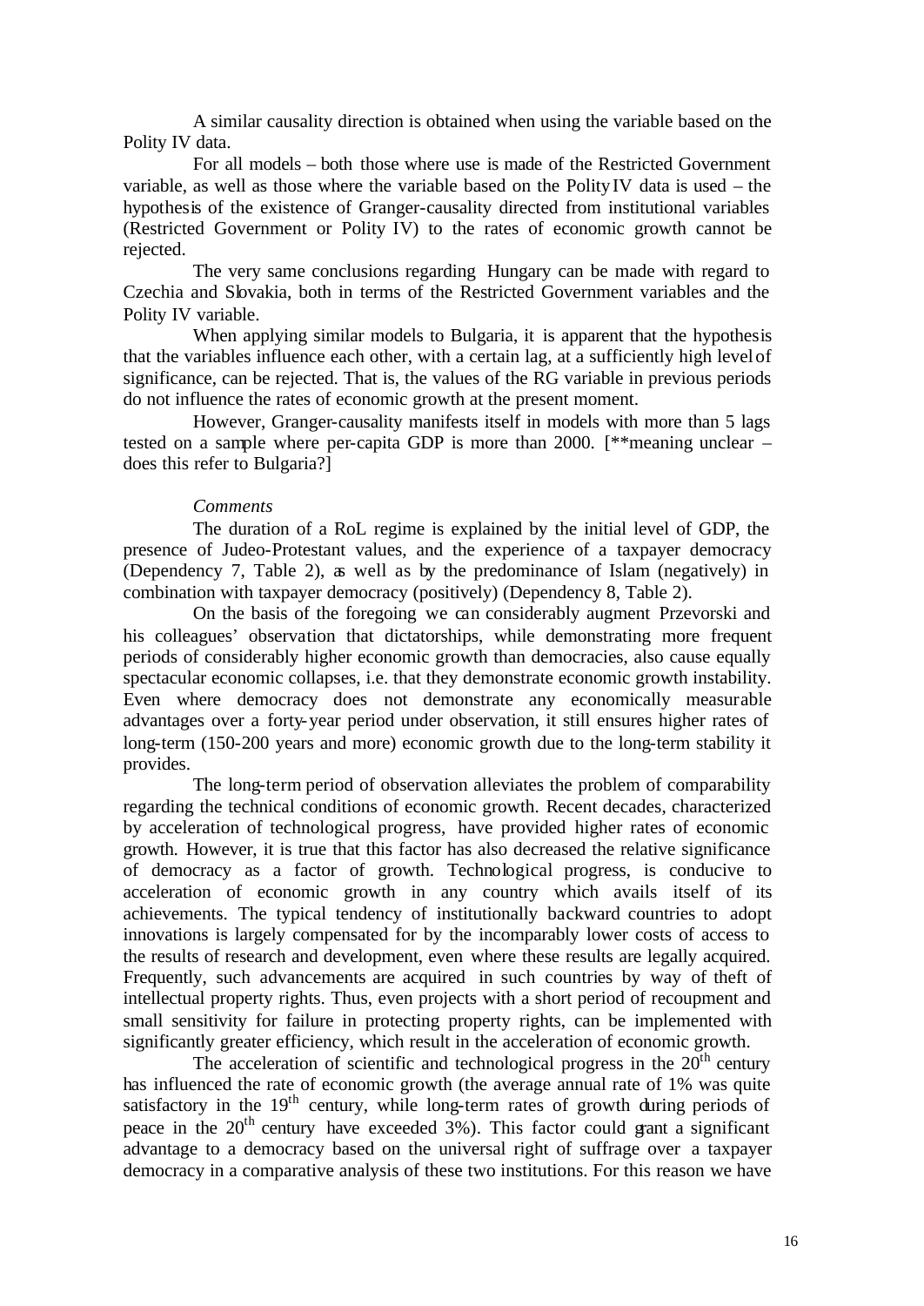A similar causality direction is obtained when using the variable based on the Polity IV data.

For all models – both those where use is made of the Restricted Government variable, as well as those where the variable based on the Polity IV data is used – the hypothesis of the existence of Granger-causality directed from institutional variables (Restricted Government or Polity IV) to the rates of economic growth cannot be rejected.

The very same conclusions regarding Hungary can be made with regard to Czechia and Slovakia, both in terms of the Restricted Government variables and the Polity IV variable.

When applying similar models to Bulgaria, it is apparent that the hypothesis that the variables influence each other, with a certain lag, at a sufficiently high level of significance, can be rejected. That is, the values of the RG variable in previous periods do not influence the rates of economic growth at the present moment.

However, Granger-causality manifests itself in models with more than 5 lags tested on a sample where per-capita GDP is more than 2000. [**meaning unclear – does this refer to Bulgaria?]

*Comments*

The duration of a RoL regime is explained by the initial level of GDP, the presence of Judeo-Protestant values, and the experience of a taxpayer democracy (Dependency 7, Table 2), as well as by the predominance of Islam (negatively) in combination with taxpayer democracy (positively) (Dependency 8, Table 2).

On the basis of the foregoing we can considerably augment Przevorski and his colleagues' observation that dictatorships, while demonstrating more frequent periods of considerably higher economic growth than democracies, also cause equally spectacular economic collapses, i.e. that they demonstrate economic growth instability. Even where democracy does not demonstrate any economically measurable advantages over a forty-year period under observation, it still ensures higher rates of long-term (150-200 years and more) economic growth due to the long-term stability it provides.

The long-term period of observation alleviates the problem of comparability regarding the technical conditions of economic growth. Recent decades, characterized by acceleration of technological progress, have provided higher rates of economic growth. However, it is true that this factor has also decreased the relative significance of democracy as a factor of growth. Technological progress, is conducive to acceleration of economic growth in any country which avails itself of its achievements. The typical tendency of institutionally backward countries to adopt innovations is largely compensated for by the incomparably lower costs of access to the results of research and development, even where these results are legally acquired. Frequently, such advancements are acquired in such countries by way of theft of intellectual property rights. Thus, even projects with a short period of recoupment and small sensitivity for failure in protecting property rights, can be implemented with significantly greater efficiency, which result in the acceleration of economic growth.

The acceleration of scientific and technological progress in the 20$^{th}$ century has influenced the rate of economic growth (the average annual rate of 1% was quite satisfactory in the 19$^{th}$ century, while long-term rates of growth during periods of peace in the 20$^{th}$ century have exceeded 3%). This factor could grant a significant advantage to a democracy based on the universal right of suffrage over a taxpayer democracy in a comparative analysis of these two institutions. For this reason we have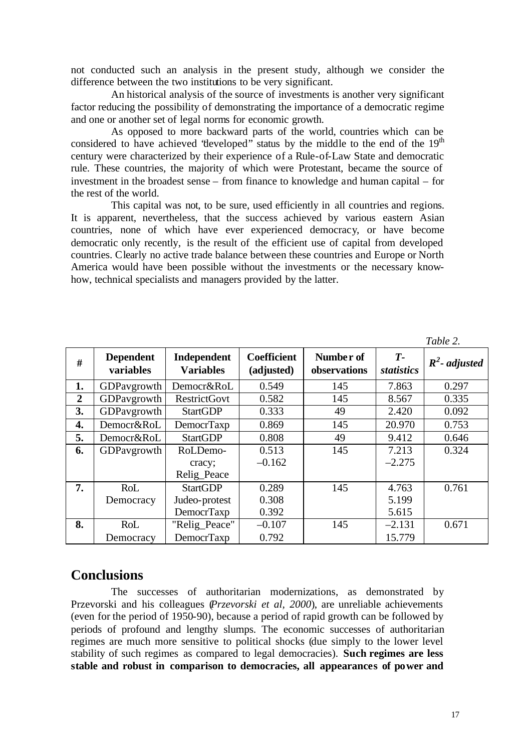not conducted such an analysis in the present study, although we consider the difference between the two institutions to be very significant.

An historical analysis of the source of investments is another very significant factor reducing the possibility of demonstrating the importance of a democratic regime and one or another set of legal norms for economic growth.

As opposed to more backward parts of the world, countries which can be considered to have achieved "developed" status by the middle to the end of the 19th century were characterized by their experience of a Rule-of-Law State and democratic rule. These countries, the majority of which were Protestant, became the source of investment in the broadest sense – from finance to knowledge and human capital – for the rest of the world.

This capital was not, to be sure, used efficiently in all countries and regions. It is apparent, nevertheless, that the success achieved by various eastern Asian countries, none of which have ever experienced democracy, or have become democratic only recently, is the result of the efficient use of capital from developed countries. Clearly no active trade balance between these countries and Europe or North America would have been possible without the investments or the necessary know-how, technical specialists and managers provided by the latter.

*Table 2.*

| # | Dependent variables | Independent Variables | Coefficient (adjusted) | Number of observations | *T-statistics* | $R^2$- *adjusted* |
|---|---|---|---|---|---|---|
| **1.** | GDPavgrowth | Democr&RoL | 0.549 | 145 | 7.863 | 0.297 |
| **2** | GDPavgrowth | RestrictGovt | 0.582 | 145 | 8.567 | 0.335 |
| **3.** | GDPavgrowth | StartGDP | 0.333 | 49 | 2.420 | 0.092 |
| **4.** | Democr&RoL | DemocrTaxp | 0.869 | 145 | 20.970 | 0.753 |
| **5.** | Democr&RoL | StartGDP | 0.808 | 49 | 9.412 | 0.646 |
| **6.** | GDPavgrowth | RoLDemocracy; Relig_Peace | 0.513 –0.162 | 145 | 7.213 –2.275 | 0.324 |
| **7.** | RoL Democracy | StartGDP Judeo-protest DemocrTaxp | 0.289 0.308 0.392 | 145 | 4.763 5.199 5.615 | 0.761 |
| **8.** | RoL Democracy | "Relig_Peace" DemocrTaxp | –0.107 0.792 | 145 | –2.131 15.779 | 0.671 |

## Conclusions

The successes of authoritarian modernizations, as demonstrated by Przevorski and his colleagues (*Przevorski et al, 2000*), are unreliable achievements (even for the period of 1950-90), because a period of rapid growth can be followed by periods of profound and lengthy slumps. The economic successes of authoritarian regimes are much more sensitive to political shocks (due simply to the lower level stability of such regimes as compared to legal democracies). **Such regimes are less stable and robust in comparison to democracies, all appearances of power and**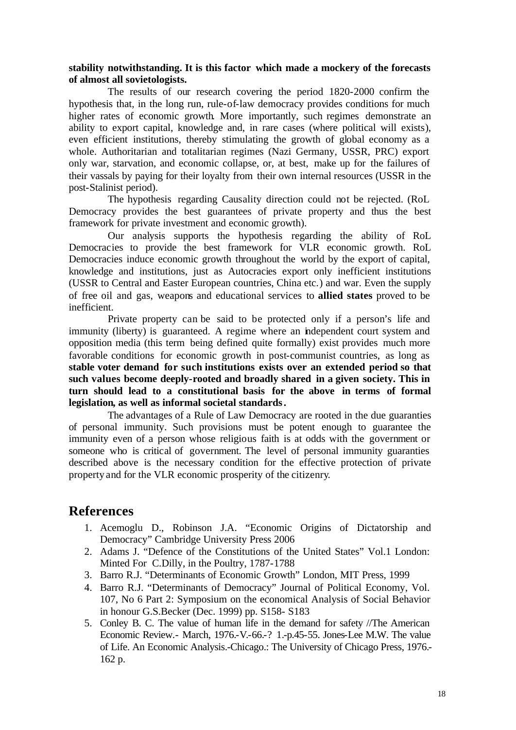**stability notwithstanding. It is this factor which made a mockery of the forecasts of almost all sovietologists.**

The results of our research covering the period 1820-2000 confirm the hypothesis that, in the long run, rule-of-law democracy provides conditions for much higher rates of economic growth. More importantly, such regimes demonstrate an ability to export capital, knowledge and, in rare cases (where political will exists), even efficient institutions, thereby stimulating the growth of global economy as a whole. Authoritarian and totalitarian regimes (Nazi Germany, USSR, PRC) export only war, starvation, and economic collapse, or, at best, make up for the failures of their vassals by paying for their loyalty from their own internal resources (USSR in the post-Stalinist period).

The hypothesis regarding Causality direction could not be rejected. (RoL Democracy provides the best guarantees of private property and thus the best framework for private investment and economic growth).

Our analysis supports the hypothesis regarding the ability of RoL Democracies to provide the best framework for VLR economic growth. RoL Democracies induce economic growth throughout the world by the export of capital, knowledge and institutions, just as Autocracies export only inefficient institutions (USSR to Central and Easter European countries, China etc.) and war. Even the supply of free oil and gas, weapons and educational services to **allied states** proved to be inefficient.

Private property can be said to be protected only if a person's life and immunity (liberty) is guaranteed. A regime where an independent court system and opposition media (this term being defined quite formally) exist provides much more favorable conditions for economic growth in post-communist countries, as long as **stable voter demand for such institutions exists over an extended period so that such values become deeply-rooted and broadly shared in a given society. This in turn should lead to a constitutional basis for the above in terms of formal legislation, as well as informal societal standards.**

The advantages of a Rule of Law Democracy are rooted in the due guaranties of personal immunity. Such provisions must be potent enough to guarantee the immunity even of a person whose religious faith is at odds with the government or someone who is critical of government. The level of personal immunity guaranties described above is the necessary condition for the effective protection of private property and for the VLR economic prosperity of the citizenry.

# References

1. Acemoglu D., Robinson J.A. "Economic Origins of Dictatorship and Democracy" Cambridge University Press 2006
2. Adams J. "Defence of the Constitutions of the United States" Vol.1 London: Minted For C.Dilly, in the Poultry, 1787-1788
3. Barro R.J. "Determinants of Economic Growth" London, MIT Press, 1999
4. Barro R.J. "Determinants of Democracy" Journal of Political Economy, Vol. 107, No 6 Part 2: Symposium on the economical Analysis of Social Behavior in honour G.S.Becker (Dec. 1999) pp. S158- S183
5. Conley B. C. The value of human life in the demand for safety //The American Economic Review.- March, 1976.-V.-66.-? 1.-p.45-55. Jones-Lee M.W. The value of Life. An Economic Analysis.-Chicago.: The University of Chicago Press, 1976.- 162 p.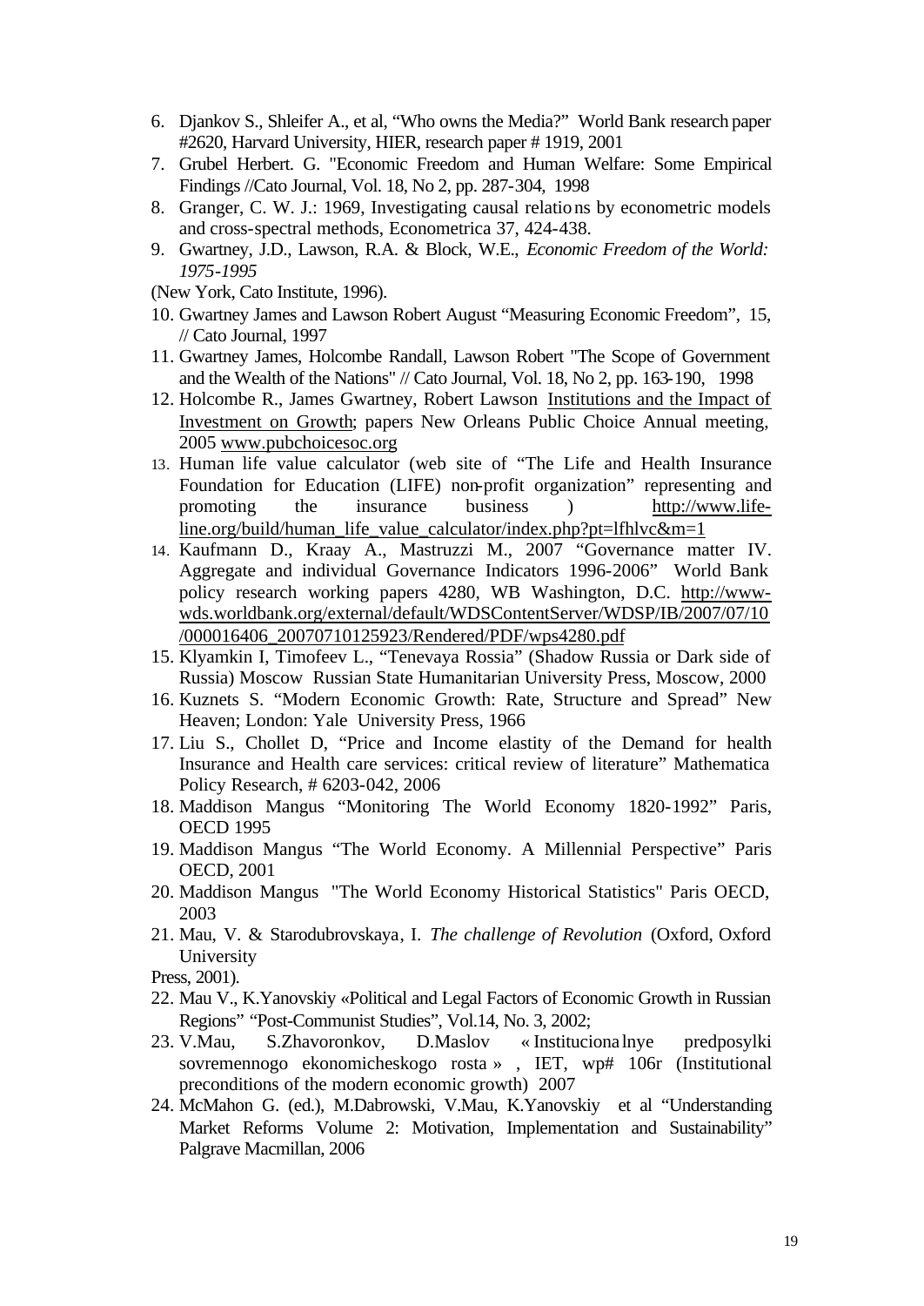6. Djankov S., Shleifer A., et al, "Who owns the Media?" World Bank research paper #2620, Harvard University, HIER, research paper # 1919, 2001
7. Grubel Herbert. G. "Economic Freedom and Human Welfare: Some Empirical Findings //Cato Journal, Vol. 18, No 2, pp. 287-304, 1998
8. Granger, C. W. J.: 1969, Investigating causal relations by econometric models and cross-spectral methods, Econometrica 37, 424-438.
9. Gwartney, J.D., Lawson, R.A. & Block, W.E., *Economic Freedom of the World: 1975-1995*

(New York, Cato Institute, 1996).

10. Gwartney James and Lawson Robert August "Measuring Economic Freedom", 15, // Cato Journal, 1997
11. Gwartney James, Holcombe Randall, Lawson Robert "The Scope of Government and the Wealth of the Nations" // Cato Journal, Vol. 18, No 2, pp. 163-190, 1998
12. Holcombe R., James Gwartney, Robert Lawson Institutions and the Impact of Investment on Growth; papers New Orleans Public Choice Annual meeting, 2005 www.pubchoicesoc.org
13. Human life value calculator (web site of "The Life and Health Insurance Foundation for Education (LIFE) non-profit organization" representing and promoting the insurance business ) http://www.life-line.org/build/human_life_value_calculator/index.php?pt=lfhlvc&m=1
14. Kaufmann D., Kraay A., Mastruzzi M., 2007 "Governance matter IV. Aggregate and individual Governance Indicators 1996-2006" World Bank policy research working papers 4280, WB Washington, D.C. http://www-wds.worldbank.org/external/default/WDSContentServer/WDSP/IB/2007/07/10/000016406_20070710125923/Rendered/PDF/wps4280.pdf
15. Klyamkin I, Timofeev L., "Tenevaya Rossia" (Shadow Russia or Dark side of Russia) Moscow Russian State Humanitarian University Press, Moscow, 2000
16. Kuznets S. "Modern Economic Growth: Rate, Structure and Spread" New Heaven; London: Yale University Press, 1966
17. Liu S., Chollet D, "Price and Income elasticity of the Demand for health Insurance and Health care services: critical review of literature" Mathematica Policy Research, # 6203-042, 2006
18. Maddison Mangus "Monitoring The World Economy 1820-1992" Paris, OECD 1995
19. Maddison Mangus "The World Economy. A Millennial Perspective" Paris OECD, 2001
20. Maddison Mangus "The World Economy Historical Statistics" Paris OECD, 2003
21. Mau, V. & Starodubrovskaya, I. *The challenge of Revolution* (Oxford, Oxford University

Press, 2001).

22. Mau V., K.Yanovskiy «Political and Legal Factors of Economic Growth in Russian Regions" "Post-Communist Studies", Vol.14, No. 3, 2002;
23. V.Mau, S.Zhavoronkov, D.Maslov « Institucionalnye predposylki sovremennogo ekonomicheskogo rosta » , IET, wp# 106r (Institutional preconditions of the modern economic growth) 2007
24. McMahon G. (ed.), M.Dabrowski, V.Mau, K.Yanovskiy et al "Understanding Market Reforms Volume 2: Motivation, Implementation and Sustainability" Palgrave Macmillan, 2006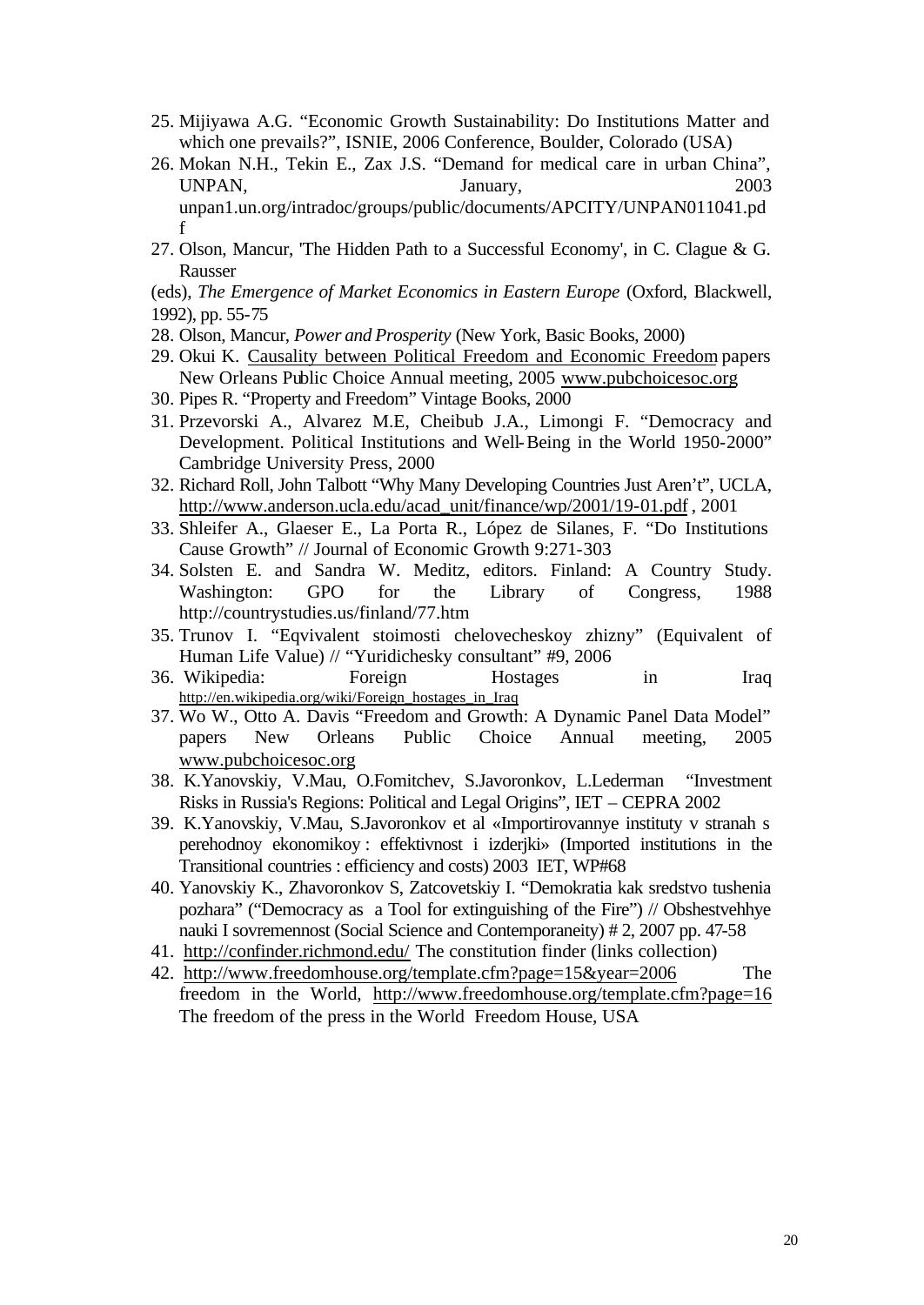25. Mijiyawa A.G. "Economic Growth Sustainability: Do Institutions Matter and which one prevails?", ISNIE, 2006 Conference, Boulder, Colorado (USA)
26. Mokan N.H., Tekin E., Zax J.S. "Demand for medical care in urban China", UNPAN, January, 2003 unpan1.un.org/intradoc/groups/public/documents/APCITY/UNPAN011041.pdf
27. Olson, Mancur, 'The Hidden Path to a Successful Economy', in C. Clague & G. Rausser

(eds), *The Emergence of Market Economics in Eastern Europe* (Oxford, Blackwell, 1992), pp. 55-75

28. Olson, Mancur, *Power and Prosperity* (New York, Basic Books, 2000)
29. Okui K. Causality between Political Freedom and Economic Freedom papers New Orleans Public Choice Annual meeting, 2005 www.pubchoicesoc.org
30. Pipes R. "Property and Freedom" Vintage Books, 2000
31. Przevorski A., Alvarez M.E, Cheibub J.A., Limongi F. "Democracy and Development. Political Institutions and Well-Being in the World 1950-2000" Cambridge University Press, 2000
32. Richard Roll, John Talbott "Why Many Developing Countries Just Aren't", UCLA, http://www.anderson.ucla.edu/acad_unit/finance/wp/2001/19-01.pdf , 2001
33. Shleifer A., Glaeser E., La Porta R., López de Silanes, F. "Do Institutions Cause Growth" // Journal of Economic Growth 9:271-303
34. Solsten E. and Sandra W. Meditz, editors. Finland: A Country Study. Washington: GPO for the Library of Congress, 1988 http://countrystudies.us/finland/77.htm
35. Trunov I. "Eqvivalent stoimosti chelovecheskoy zhizny" (Equivalent of Human Life Value) // "Yuridichesky consultant" #9, 2006
36. Wikipedia: Foreign Hostages in Iraq http://en.wikipedia.org/wiki/Foreign_hostages_in_Iraq
37. Wo W., Otto A. Davis "Freedom and Growth: A Dynamic Panel Data Model" papers New Orleans Public Choice Annual meeting, 2005 www.pubchoicesoc.org
38. K.Yanovskiy, V.Mau, O.Fomitchev, S.Javoronkov, L.Lederman "Investment Risks in Russia's Regions: Political and Legal Origins", IET – CEPRA 2002
39. K.Yanovskiy, V.Mau, S.Javoronkov et al «Importirovannye instituty v stranah s perehodnoy ekonomikoy : effektivnost i izderjki» (Imported institutions in the Transitional countries : efficiency and costs) 2003 IET, WP#68
40. Yanovskiy K., Zhavoronkov S, Zatcovetskiy I. "Demokratia kak sredstvo tushenia pozhara" ("Democracy as a Tool for extinguishing of the Fire") // Obshestvehhye nauki I sovremennost (Social Science and Contemporaneity) # 2, 2007 pp. 47-58
41. http://confinder.richmond.edu/ The constitution finder (links collection)
42. http://www.freedomhouse.org/template.cfm?page=15&year=2006 The freedom in the World, http://www.freedomhouse.org/template.cfm?page=16 The freedom of the press in the World Freedom House, USA